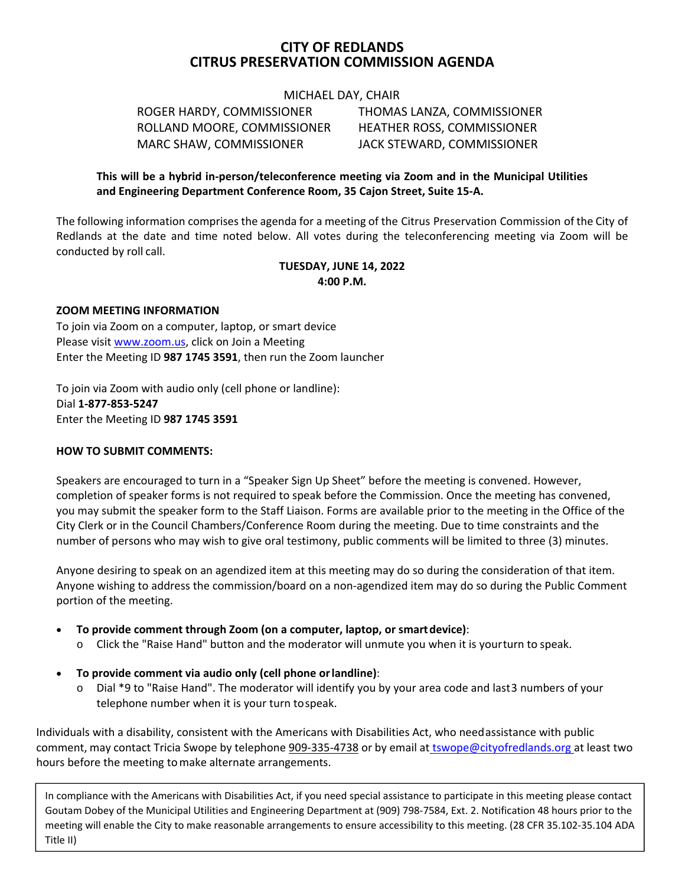# CITY OF REDLANDS
# CITRUS PRESERVATION COMMISSION AGENDA

MICHAEL DAY, CHAIR

ROGER HARDY, COMMISSIONER
THOMAS LANZA, COMMISSIONER
ROLLAND MOORE, COMMISSIONER
HEATHER ROSS, COMMISSIONER
MARC SHAW, COMMISSIONER
JACK STEWARD, COMMISSIONER

**This will be a hybrid in-person/teleconference meeting via Zoom and in the Municipal Utilities and Engineering Department Conference Room, 35 Cajon Street, Suite 15-A.**

The following information comprises the agenda for a meeting of the Citrus Preservation Commission of the City of Redlands at the date and time noted below. All votes during the teleconferencing meeting via Zoom will be conducted by roll call.

**TUESDAY, JUNE 14, 2022**
**4:00 P.M.**

**ZOOM MEETING INFORMATION**

To join via Zoom on a computer, laptop, or smart device
Please visit www.zoom.us, click on Join a Meeting
Enter the Meeting ID **987 1745 3591**, then run the Zoom launcher

To join via Zoom with audio only (cell phone or landline):
Dial **1-877-853-5247**
Enter the Meeting ID **987 1745 3591**

**HOW TO SUBMIT COMMENTS:**

Speakers are encouraged to turn in a "Speaker Sign Up Sheet" before the meeting is convened. However, completion of speaker forms is not required to speak before the Commission. Once the meeting has convened, you may submit the speaker form to the Staff Liaison. Forms are available prior to the meeting in the Office of the City Clerk or in the Council Chambers/Conference Room during the meeting. Due to time constraints and the number of persons who may wish to give oral testimony, public comments will be limited to three (3) minutes.

Anyone desiring to speak on an agendized item at this meeting may do so during the consideration of that item. Anyone wishing to address the commission/board on a non-agendized item may do so during the Public Comment portion of the meeting.

- **To provide comment through Zoom (on a computer, laptop, or smart device)**:
  - Click the "Raise Hand" button and the moderator will unmute you when it is your turn to speak.
- **To provide comment via audio only (cell phone or landline)**:
  - Dial *9 to "Raise Hand". The moderator will identify you by your area code and last 3 numbers of your telephone number when it is your turn to speak.

Individuals with a disability, consistent with the Americans with Disabilities Act, who need assistance with public comment, may contact Tricia Swope by telephone 909-335-4738 or by email at tswope@cityofredlands.org at least two hours before the meeting to make alternate arrangements.

In compliance with the Americans with Disabilities Act, if you need special assistance to participate in this meeting please contact Goutam Dobey of the Municipal Utilities and Engineering Department at (909) 798-7584, Ext. 2. Notification 48 hours prior to the meeting will enable the City to make reasonable arrangements to ensure accessibility to this meeting. (28 CFR 35.102-35.104 ADA Title II)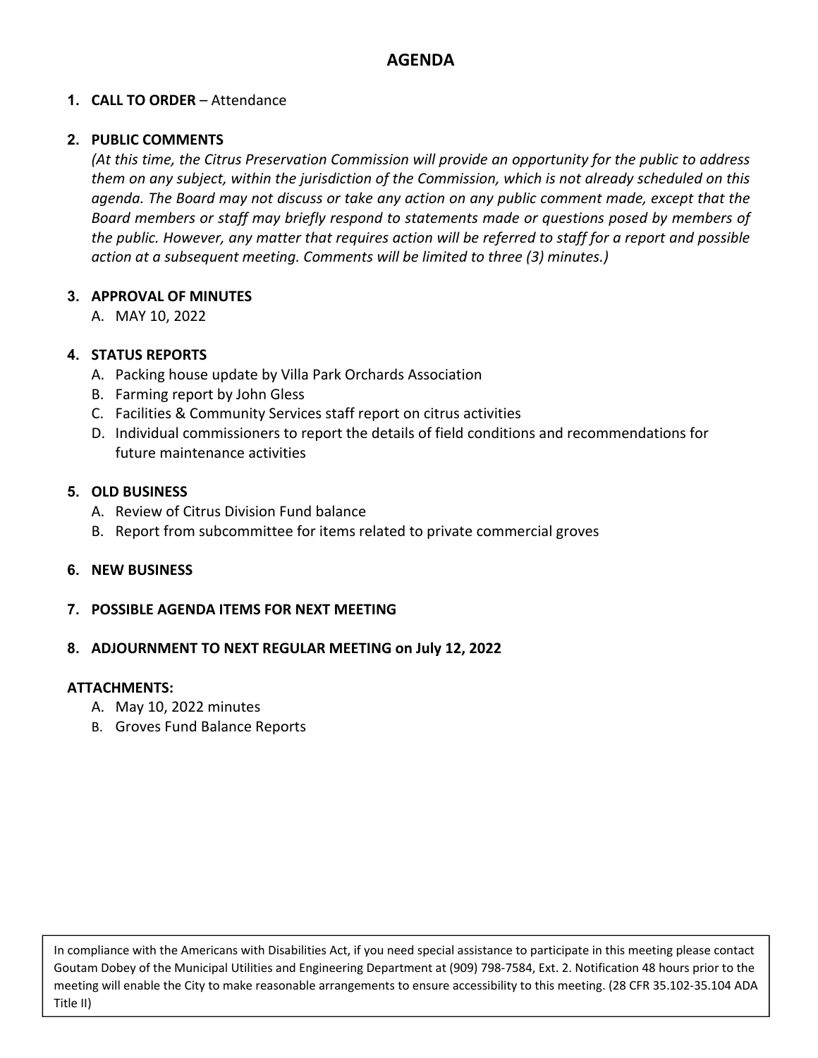# AGENDA

1. **CALL TO ORDER** – Attendance

2. **PUBLIC COMMENTS**
   *(At this time, the Citrus Preservation Commission will provide an opportunity for the public to address them on any subject, within the jurisdiction of the Commission, which is not already scheduled on this agenda. The Board may not discuss or take any action on any public comment made, except that the Board members or staff may briefly respond to statements made or questions posed by members of the public. However, any matter that requires action will be referred to staff for a report and possible action at a subsequent meeting. Comments will be limited to three (3) minutes.)*

3. **APPROVAL OF MINUTES**
   A. MAY 10, 2022

4. **STATUS REPORTS**
   A. Packing house update by Villa Park Orchards Association
   B. Farming report by John Gless
   C. Facilities & Community Services staff report on citrus activities
   D. Individual commissioners to report the details of field conditions and recommendations for future maintenance activities

5. **OLD BUSINESS**
   A. Review of Citrus Division Fund balance
   B. Report from subcommittee for items related to private commercial groves

6. **NEW BUSINESS**

7. **POSSIBLE AGENDA ITEMS FOR NEXT MEETING**

8. **ADJOURNMENT TO NEXT REGULAR MEETING on July 12, 2022**

**ATTACHMENTS:**
   A. May 10, 2022 minutes
   B. Groves Fund Balance Reports

In compliance with the Americans with Disabilities Act, if you need special assistance to participate in this meeting please contact Goutam Dobey of the Municipal Utilities and Engineering Department at (909) 798-7584, Ext. 2. Notification 48 hours prior to the meeting will enable the City to make reasonable arrangements to ensure accessibility to this meeting. (28 CFR 35.102-35.104 ADA Title II)